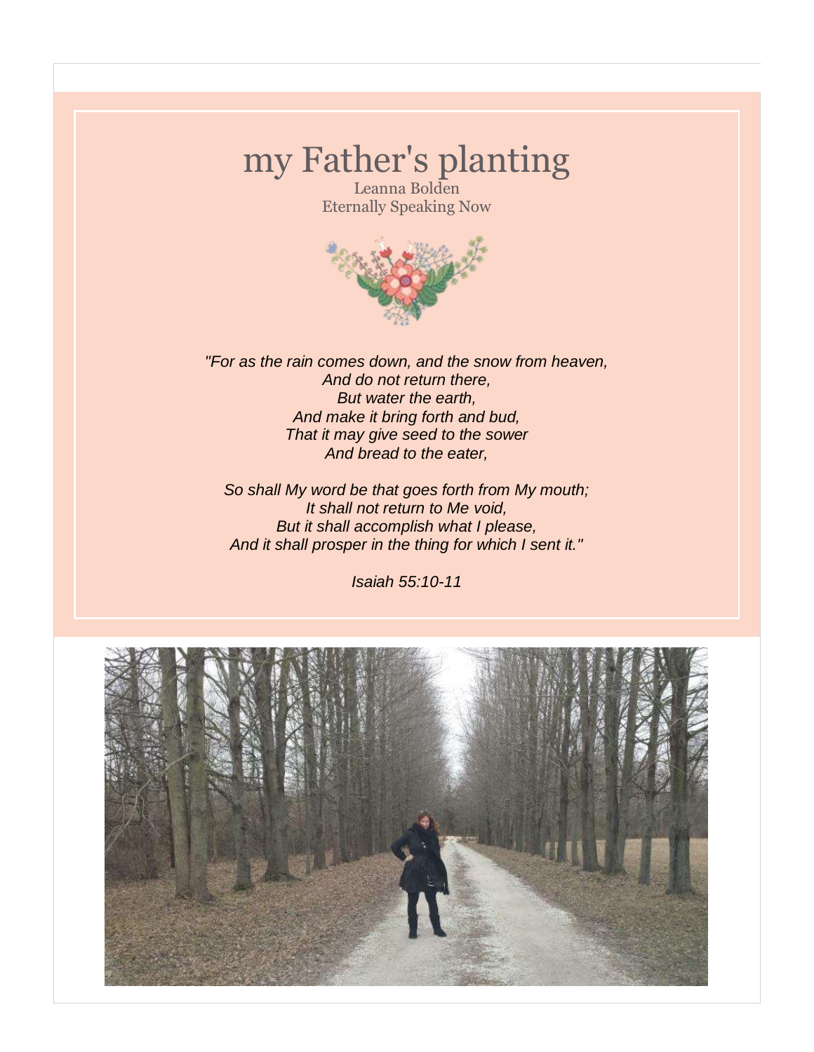# my Father's planting

Leanna Bolden
Eternally Speaking Now

*"For as the rain comes down, and the snow from heaven,*
*And do not return there,*
*But water the earth,*
*And make it bring forth and bud,*
*That it may give seed to the sower*
*And bread to the eater,*

*So shall My word be that goes forth from My mouth;*
*It shall not return to Me void,*
*But it shall accomplish what I please,*
*And it shall prosper in the thing for which I sent it."*

*Isaiah 55:10-11*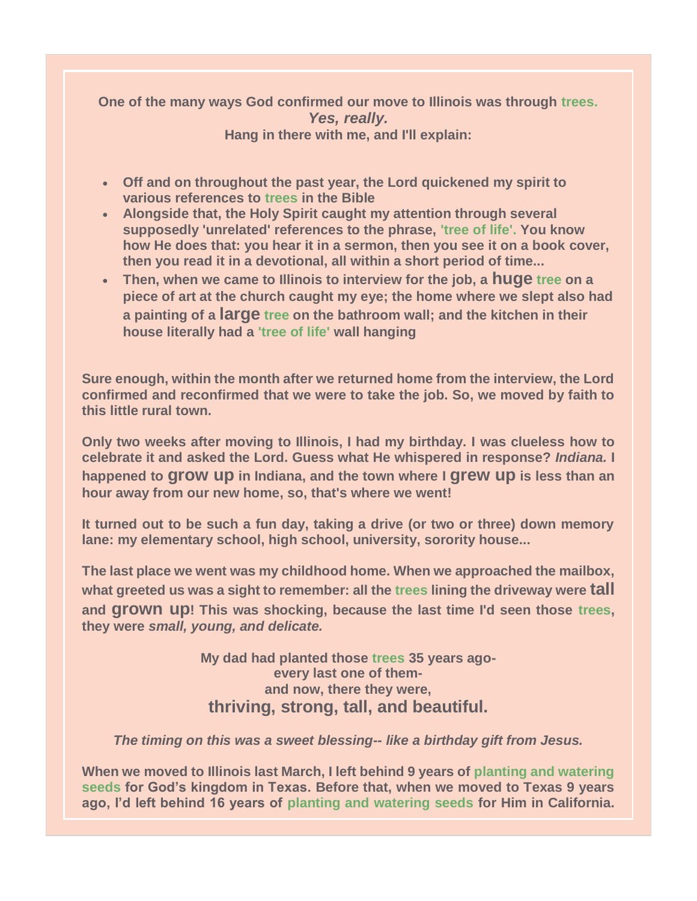**One of the many ways God confirmed our move to Illinois was through trees.**
***Yes, really.***
**Hang in there with me, and I'll explain:**

- **Off and on throughout the past year, the Lord quickened my spirit to various references to trees in the Bible**
- **Alongside that, the Holy Spirit caught my attention through several supposedly 'unrelated' references to the phrase, 'tree of life'. You know how He does that: you hear it in a sermon, then you see it on a book cover, then you read it in a devotional, all within a short period of time...**
- **Then, when we came to Illinois to interview for the job, a huge tree on a piece of art at the church caught my eye; the home where we slept also had a painting of a large tree on the bathroom wall; and the kitchen in their house literally had a 'tree of life' wall hanging**

**Sure enough, within the month after we returned home from the interview, the Lord confirmed and reconfirmed that we were to take the job. So, we moved by faith to this little rural town.**

**Only two weeks after moving to Illinois, I had my birthday. I was clueless how to celebrate it and asked the Lord. Guess what He whispered in response? *Indiana.* I happened to grow up in Indiana, and the town where I grew up is less than an hour away from our new home, so, that's where we went!**

**It turned out to be such a fun day, taking a drive (or two or three) down memory lane: my elementary school, high school, university, sorority house...**

**The last place we went was my childhood home. When we approached the mailbox, what greeted us was a sight to remember: all the trees lining the driveway were tall and grown up! This was shocking, because the last time I'd seen those trees, they were *small, young, and delicate.***

**My dad had planted those trees 35 years ago-**
**every last one of them-**
**and now, there they were,**
**thriving, strong, tall, and beautiful.**

***The timing on this was a sweet blessing-- like a birthday gift from Jesus.***

**When we moved to Illinois last March, I left behind 9 years of planting and watering seeds for God's kingdom in Texas. Before that, when we moved to Texas 9 years ago, I'd left behind 16 years of planting and watering seeds for Him in California.**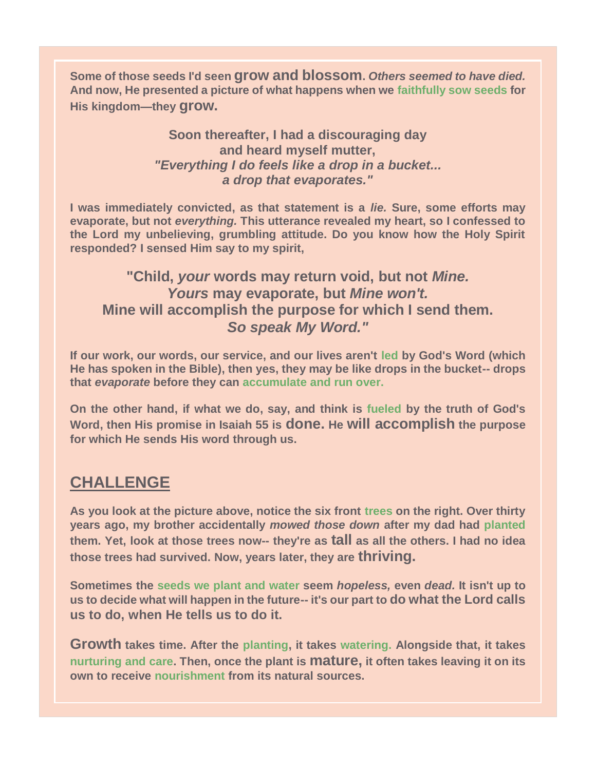**Some of those seeds I'd seen grow and blossom.** ***Others seemed to have died.*** **And now, He presented a picture of what happens when we faithfully sow seeds for His kingdom—they grow.**

**Soon thereafter, I had a discouraging day**
**and heard myself mutter,**
***"Everything I do feels like a drop in a bucket...***
***a drop that evaporates."***

**I was immediately convicted, as that statement is a *lie.* Sure, some efforts may evaporate, but not *everything.* This utterance revealed my heart, so I confessed to the Lord my unbelieving, grumbling attitude. Do you know how the Holy Spirit responded? I sensed Him say to my spirit,**

**"Child, *your* words may return void, but not *Mine.***
***Yours* may evaporate, but *Mine won't.***
**Mine will accomplish the purpose for which I send them.**
***So speak My Word."***

**If our work, our words, our service, and our lives aren't led by God's Word (which He has spoken in the Bible), then yes, they may be like drops in the bucket-- drops that *evaporate* before they can accumulate and run over.**

**On the other hand, if what we do, say, and think is fueled by the truth of God's Word, then His promise in Isaiah 55 is done. He will accomplish the purpose for which He sends His word through us.**

## CHALLENGE

**As you look at the picture above, notice the six front trees on the right. Over thirty years ago, my brother accidentally *mowed those down* after my dad had planted them. Yet, look at those trees now-- they're as tall as all the others. I had no idea those trees had survived. Now, years later, they are thriving.**

**Sometimes the seeds we plant and water seem *hopeless,* even *dead.* It isn't up to us to decide what will happen in the future-- it's our part to do what the Lord calls us to do, when He tells us to do it.**

**Growth takes time. After the planting, it takes watering. Alongside that, it takes nurturing and care. Then, once the plant is mature, it often takes leaving it on its own to receive nourishment from its natural sources.**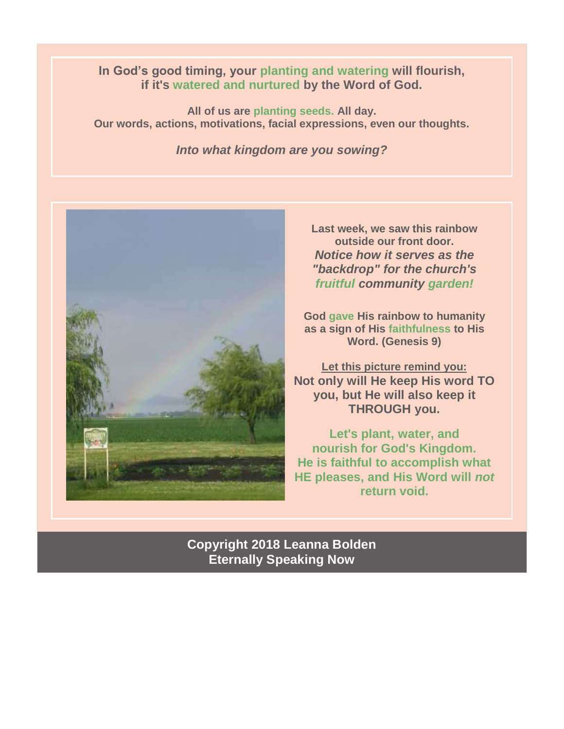**In God's good timing, your planting and watering will flourish, if it's watered and nurtured by the Word of God.**

**All of us are planting seeds. All day.**
**Our words, actions, motivations, facial expressions, even our thoughts.**

***Into what kingdom are you sowing?***

**Last week, we saw this rainbow outside our front door.**
***Notice how it serves as the "backdrop" for the church's fruitful community garden!***

**God gave His rainbow to humanity as a sign of His faithfulness to His Word. (Genesis 9)**

**Let this picture remind you:**
**Not only will He keep His word TO you, but He will also keep it THROUGH you.**

**Let's plant, water, and nourish for God's Kingdom.**
**He is faithful to accomplish what HE pleases, and His Word will *not* return void.**

**Copyright 2018 Leanna Bolden**
**Eternally Speaking Now**